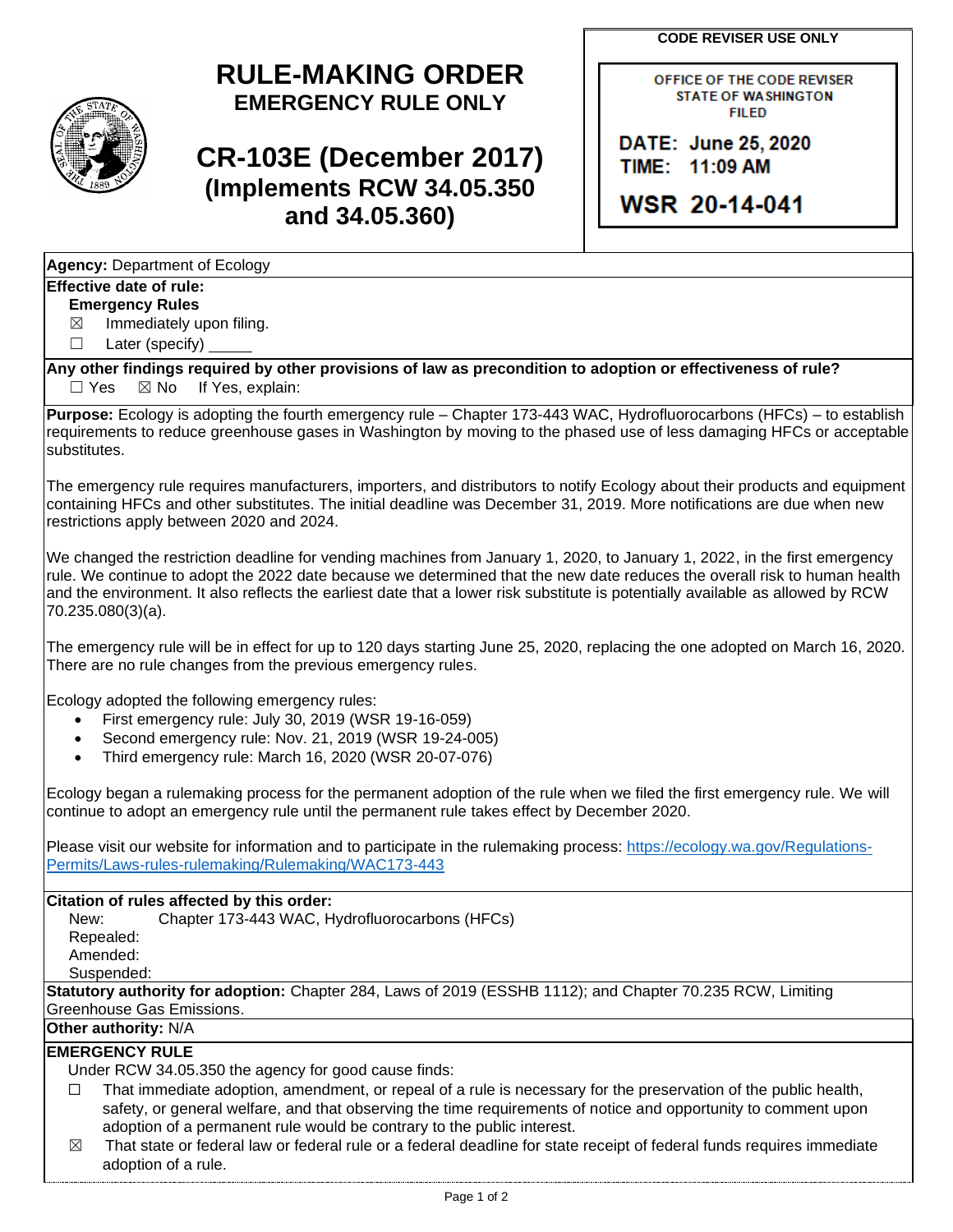# RULE-MAKING ORDER
## EMERGENCY RULE ONLY

## CR-103E (December 2017)
### (Implements RCW 34.05.350 and 34.05.360)

**CODE REVISER USE ONLY**

OFFICE OF THE CODE REVISER
STATE OF WASHINGTON
FILED

DATE: June 25, 2020
TIME: 11:09 AM

WSR 20-14-041

**Agency:** Department of Ecology

**Effective date of rule:**

**Emergency Rules**

☒ Immediately upon filing.

☐ Later (specify) _____

**Any other findings required by other provisions of law as precondition to adoption or effectiveness of rule?**

☐ Yes ☒ No If Yes, explain:

**Purpose:** Ecology is adopting the fourth emergency rule – Chapter 173-443 WAC, Hydrofluorocarbons (HFCs) – to establish requirements to reduce greenhouse gases in Washington by moving to the phased use of less damaging HFCs or acceptable substitutes.

The emergency rule requires manufacturers, importers, and distributors to notify Ecology about their products and equipment containing HFCs and other substitutes. The initial deadline was December 31, 2019. More notifications are due when new restrictions apply between 2020 and 2024.

We changed the restriction deadline for vending machines from January 1, 2020, to January 1, 2022, in the first emergency rule. We continue to adopt the 2022 date because we determined that the new date reduces the overall risk to human health and the environment. It also reflects the earliest date that a lower risk substitute is potentially available as allowed by RCW 70.235.080(3)(a).

The emergency rule will be in effect for up to 120 days starting June 25, 2020, replacing the one adopted on March 16, 2020. There are no rule changes from the previous emergency rules.

Ecology adopted the following emergency rules:

- First emergency rule: July 30, 2019 (WSR 19-16-059)
- Second emergency rule: Nov. 21, 2019 (WSR 19-24-005)
- Third emergency rule: March 16, 2020 (WSR 20-07-076)

Ecology began a rulemaking process for the permanent adoption of the rule when we filed the first emergency rule. We will continue to adopt an emergency rule until the permanent rule takes effect by December 2020.

Please visit our website for information and to participate in the rulemaking process: [https://ecology.wa.gov/Regulations-Permits/Laws-rules-rulemaking/Rulemaking/WAC173-443](https://ecology.wa.gov/Regulations-Permits/Laws-rules-rulemaking/Rulemaking/WAC173-443)

**Citation of rules affected by this order:**

New: Chapter 173-443 WAC, Hydrofluorocarbons (HFCs)

Repealed:

Amended:

Suspended:

**Statutory authority for adoption:** Chapter 284, Laws of 2019 (ESSHB 1112); and Chapter 70.235 RCW, Limiting Greenhouse Gas Emissions.

**Other authority:** N/A

**EMERGENCY RULE**

Under RCW 34.05.350 the agency for good cause finds:

☐ That immediate adoption, amendment, or repeal of a rule is necessary for the preservation of the public health, safety, or general welfare, and that observing the time requirements of notice and opportunity to comment upon adoption of a permanent rule would be contrary to the public interest.

☒ That state or federal law or federal rule or a federal deadline for state receipt of federal funds requires immediate adoption of a rule.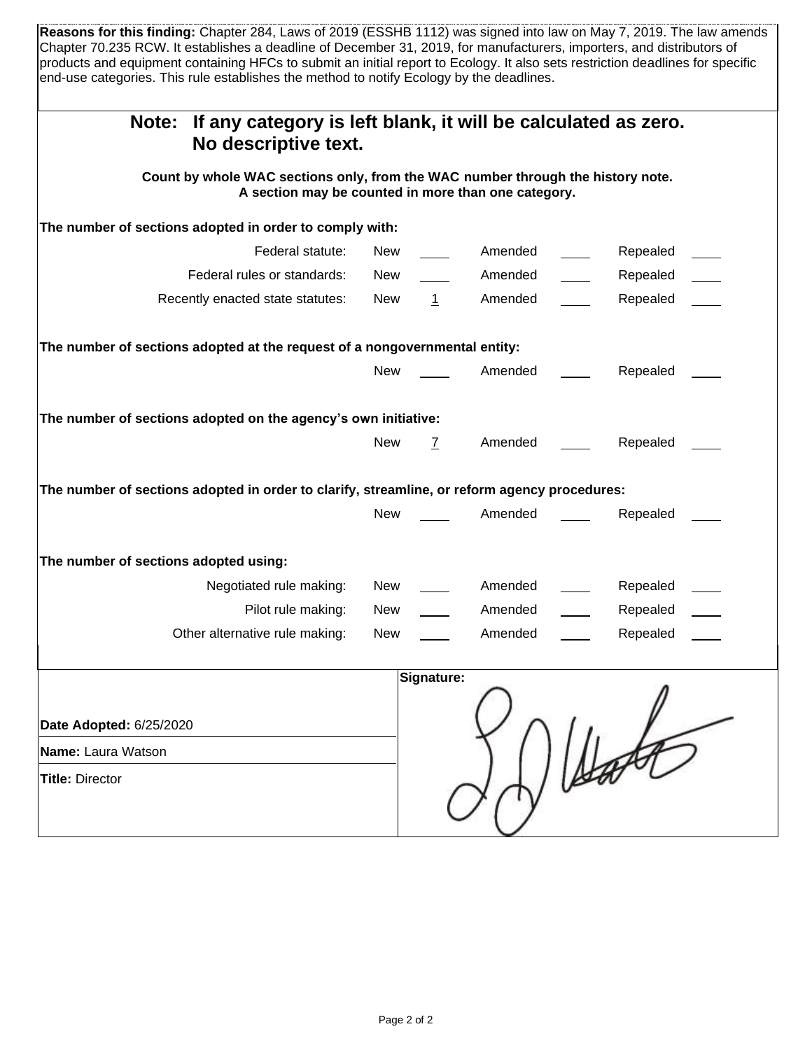**Reasons for this finding:** Chapter 284, Laws of 2019 (ESSHB 1112) was signed into law on May 7, 2019. The law amends Chapter 70.235 RCW. It establishes a deadline of December 31, 2019, for manufacturers, importers, and distributors of products and equipment containing HFCs to submit an initial report to Ecology. It also sets restriction deadlines for specific end-use categories. This rule establishes the method to notify Ecology by the deadlines.

## Note: If any category is left blank, it will be calculated as zero. No descriptive text.

**Count by whole WAC sections only, from the WAC number through the history note. A section may be counted in more than one category.**

**The number of sections adopted in order to comply with:**

| | New | Amended | Repealed |
|---|---|---|---|
| Federal statute: | | | |
| Federal rules or standards: | | | |
| Recently enacted state statutes: | 1 | | |

**The number of sections adopted at the request of a nongovernmental entity:**

| New | Amended | Repealed |
|---|---|---|
| | | |

**The number of sections adopted on the agency's own initiative:**

| New | Amended | Repealed |
|---|---|---|
| 7 | | |

**The number of sections adopted in order to clarify, streamline, or reform agency procedures:**

| New | Amended | Repealed |
|---|---|---|
| | | |

**The number of sections adopted using:**

| | New | Amended | Repealed |
|---|---|---|---|
| Negotiated rule making: | | | |
| Pilot rule making: | | | |
| Other alternative rule making: | | | |

**Date Adopted:** 6/25/2020

**Name:** Laura Watson

**Title:** Director

**Signature:**